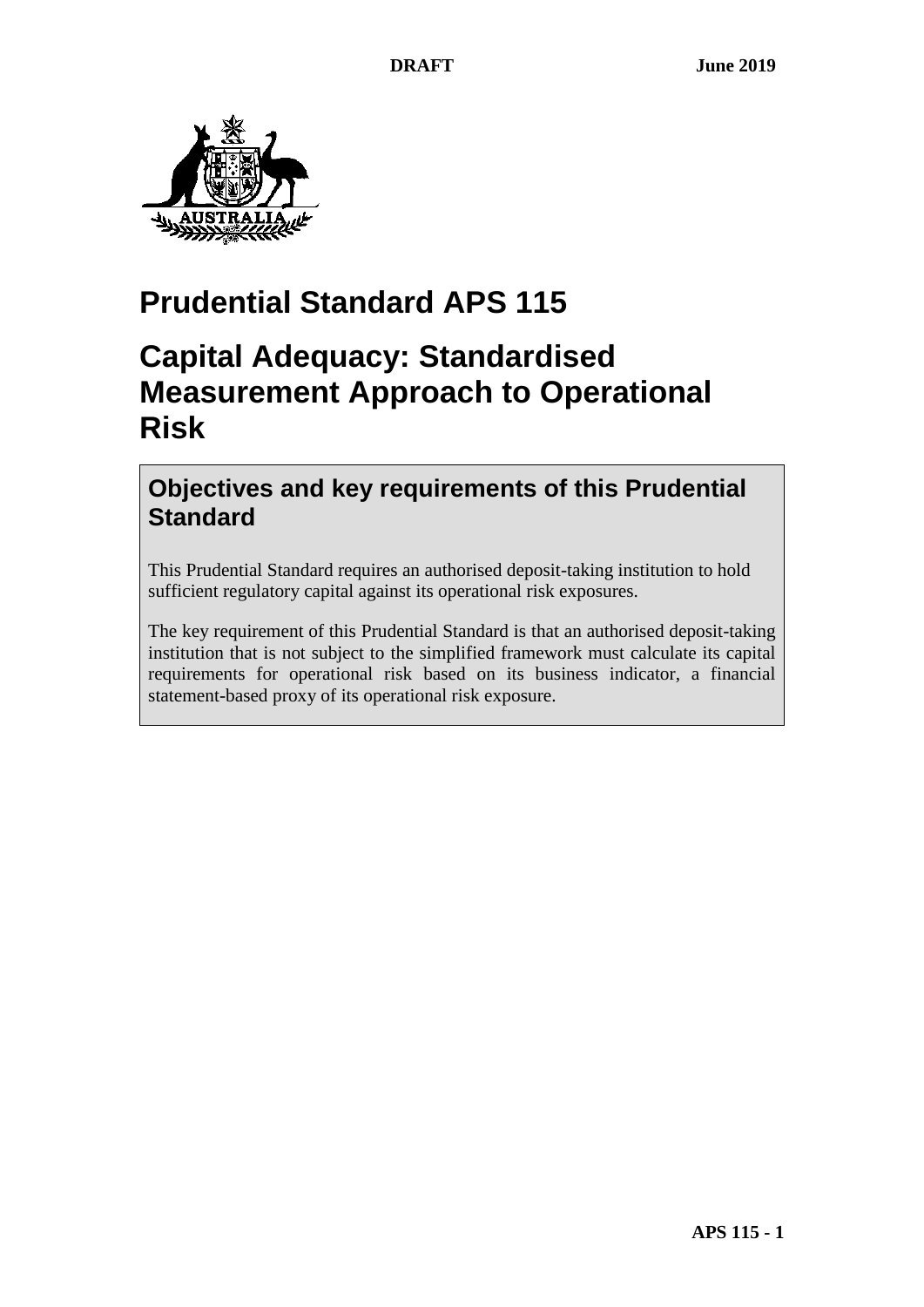# Prudential Standard APS 115

# Capital Adequacy: Standardised Measurement Approach to Operational Risk

## Objectives and key requirements of this Prudential Standard

This Prudential Standard requires an authorised deposit-taking institution to hold sufficient regulatory capital against its operational risk exposures.

The key requirement of this Prudential Standard is that an authorised deposit-taking institution that is not subject to the simplified framework must calculate its capital requirements for operational risk based on its business indicator, a financial statement-based proxy of its operational risk exposure.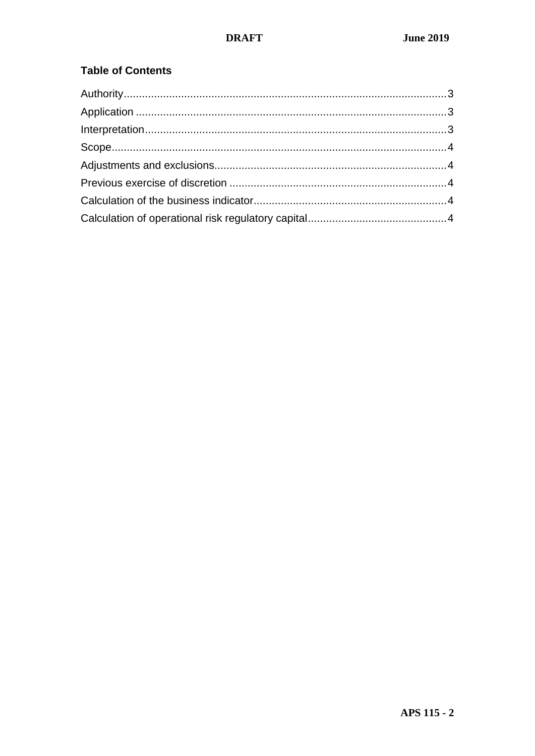## Table of Contents

Authority....................................................................................................3
Application ...............................................................................................3
Interpretation.............................................................................................3
Scope.........................................................................................................4
Adjustments and exclusions......................................................................4
Previous exercise of discretion .................................................................4
Calculation of the business indicator.........................................................4
Calculation of operational risk regulatory capital.......................................4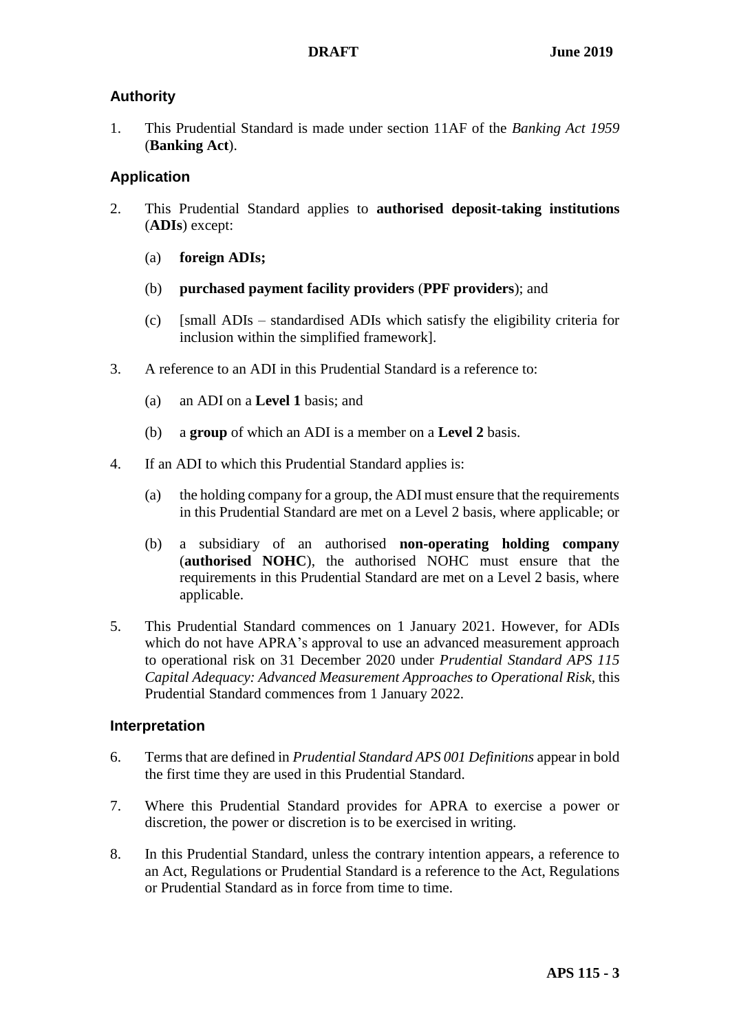## Authority

1. This Prudential Standard is made under section 11AF of the *Banking Act 1959* (**Banking Act**).

## Application

2. This Prudential Standard applies to **authorised deposit-taking institutions** (**ADIs**) except:

   (a) **foreign ADIs;**

   (b) **purchased payment facility providers** (**PPF providers**); and

   (c) [small ADIs – standardised ADIs which satisfy the eligibility criteria for inclusion within the simplified framework].

3. A reference to an ADI in this Prudential Standard is a reference to:

   (a) an ADI on a **Level 1** basis; and

   (b) a **group** of which an ADI is a member on a **Level 2** basis.

4. If an ADI to which this Prudential Standard applies is:

   (a) the holding company for a group, the ADI must ensure that the requirements in this Prudential Standard are met on a Level 2 basis, where applicable; or

   (b) a subsidiary of an authorised **non-operating holding company** (**authorised NOHC**), the authorised NOHC must ensure that the requirements in this Prudential Standard are met on a Level 2 basis, where applicable.

5. This Prudential Standard commences on 1 January 2021. However, for ADIs which do not have APRA's approval to use an advanced measurement approach to operational risk on 31 December 2020 under *Prudential Standard APS 115 Capital Adequacy: Advanced Measurement Approaches to Operational Risk*, this Prudential Standard commences from 1 January 2022.

## Interpretation

6. Terms that are defined in *Prudential Standard APS 001 Definitions* appear in bold the first time they are used in this Prudential Standard.

7. Where this Prudential Standard provides for APRA to exercise a power or discretion, the power or discretion is to be exercised in writing.

8. In this Prudential Standard, unless the contrary intention appears, a reference to an Act, Regulations or Prudential Standard is a reference to the Act, Regulations or Prudential Standard as in force from time to time.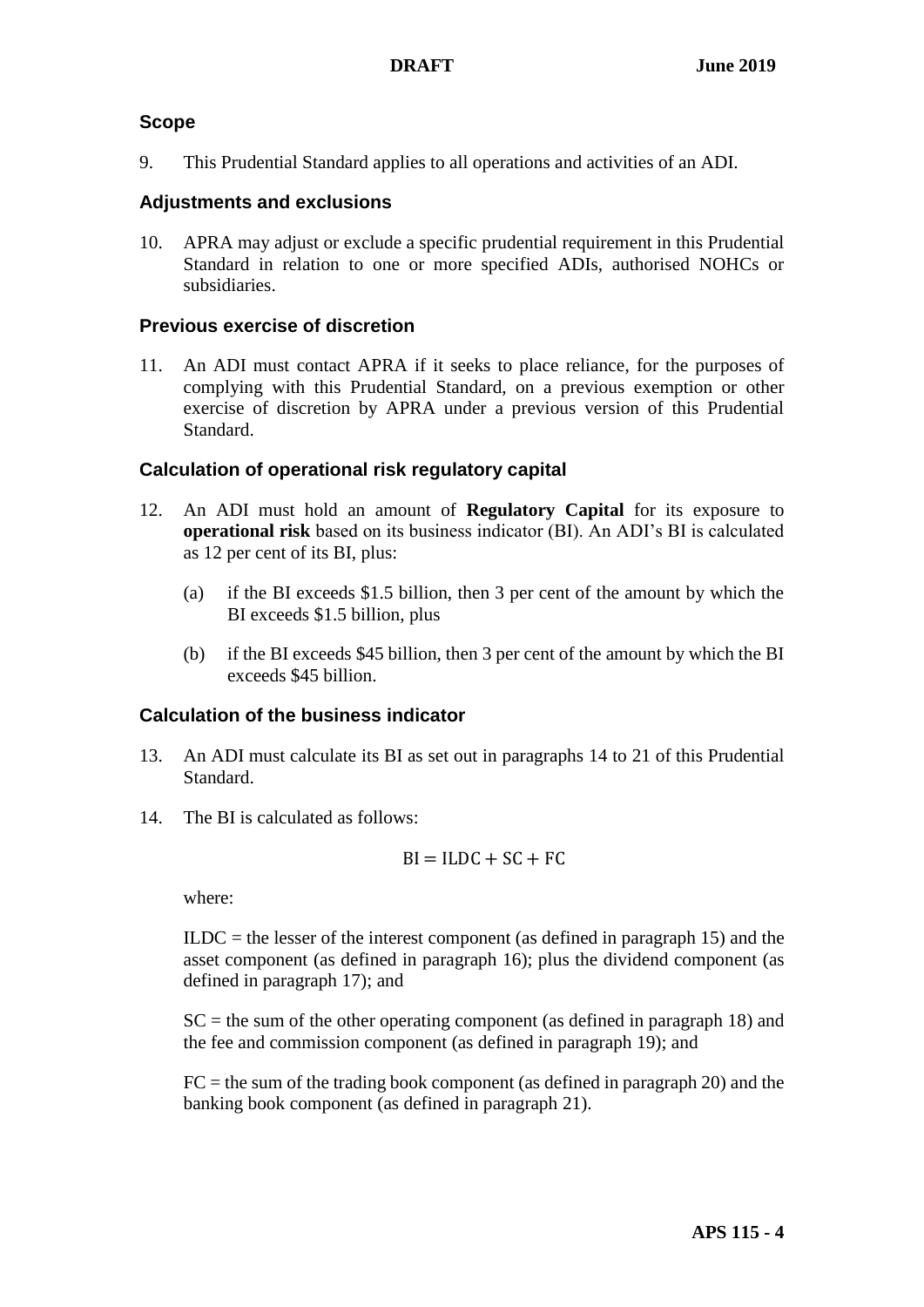## Scope

9. This Prudential Standard applies to all operations and activities of an ADI.

## Adjustments and exclusions

10. APRA may adjust or exclude a specific prudential requirement in this Prudential Standard in relation to one or more specified ADIs, authorised NOHCs or subsidiaries.

## Previous exercise of discretion

11. An ADI must contact APRA if it seeks to place reliance, for the purposes of complying with this Prudential Standard, on a previous exemption or other exercise of discretion by APRA under a previous version of this Prudential Standard.

## Calculation of operational risk regulatory capital

12. An ADI must hold an amount of **Regulatory Capital** for its exposure to **operational risk** based on its business indicator (BI). An ADI's BI is calculated as 12 per cent of its BI, plus:

    (a) if the BI exceeds $1.5 billion, then 3 per cent of the amount by which the BI exceeds $1.5 billion, plus

    (b) if the BI exceeds $45 billion, then 3 per cent of the amount by which the BI exceeds $45 billion.

## Calculation of the business indicator

13. An ADI must calculate its BI as set out in paragraphs 14 to 21 of this Prudential Standard.

14. The BI is calculated as follows:

$$\mathrm{BI} = \mathrm{ILDC} + \mathrm{SC} + \mathrm{FC}$$

where:

ILDC = the lesser of the interest component (as defined in paragraph 15) and the asset component (as defined in paragraph 16); plus the dividend component (as defined in paragraph 17); and

SC = the sum of the other operating component (as defined in paragraph 18) and the fee and commission component (as defined in paragraph 19); and

FC = the sum of the trading book component (as defined in paragraph 20) and the banking book component (as defined in paragraph 21).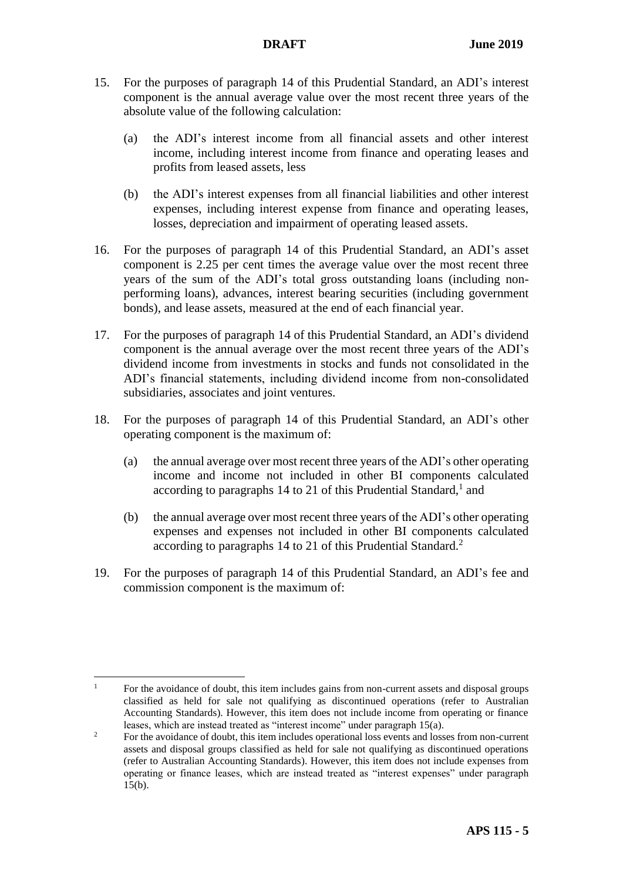15. For the purposes of paragraph 14 of this Prudential Standard, an ADI's interest component is the annual average value over the most recent three years of the absolute value of the following calculation:

    (a) the ADI's interest income from all financial assets and other interest income, including interest income from finance and operating leases and profits from leased assets, less

    (b) the ADI's interest expenses from all financial liabilities and other interest expenses, including interest expense from finance and operating leases, losses, depreciation and impairment of operating leased assets.

16. For the purposes of paragraph 14 of this Prudential Standard, an ADI's asset component is 2.25 per cent times the average value over the most recent three years of the sum of the ADI's total gross outstanding loans (including non-performing loans), advances, interest bearing securities (including government bonds), and lease assets, measured at the end of each financial year.

17. For the purposes of paragraph 14 of this Prudential Standard, an ADI's dividend component is the annual average over the most recent three years of the ADI's dividend income from investments in stocks and funds not consolidated in the ADI's financial statements, including dividend income from non-consolidated subsidiaries, associates and joint ventures.

18. For the purposes of paragraph 14 of this Prudential Standard, an ADI's other operating component is the maximum of:

    (a) the annual average over most recent three years of the ADI's other operating income and income not included in other BI components calculated according to paragraphs 14 to 21 of this Prudential Standard,[1] and

    (b) the annual average over most recent three years of the ADI's other operating expenses and expenses not included in other BI components calculated according to paragraphs 14 to 21 of this Prudential Standard.[2]

19. For the purposes of paragraph 14 of this Prudential Standard, an ADI's fee and commission component is the maximum of:

---

[1] For the avoidance of doubt, this item includes gains from non-current assets and disposal groups classified as held for sale not qualifying as discontinued operations (refer to Australian Accounting Standards). However, this item does not include income from operating or finance leases, which are instead treated as "interest income" under paragraph 15(a).

[2] For the avoidance of doubt, this item includes operational loss events and losses from non-current assets and disposal groups classified as held for sale not qualifying as discontinued operations (refer to Australian Accounting Standards). However, this item does not include expenses from operating or finance leases, which are instead treated as "interest expenses" under paragraph 15(b).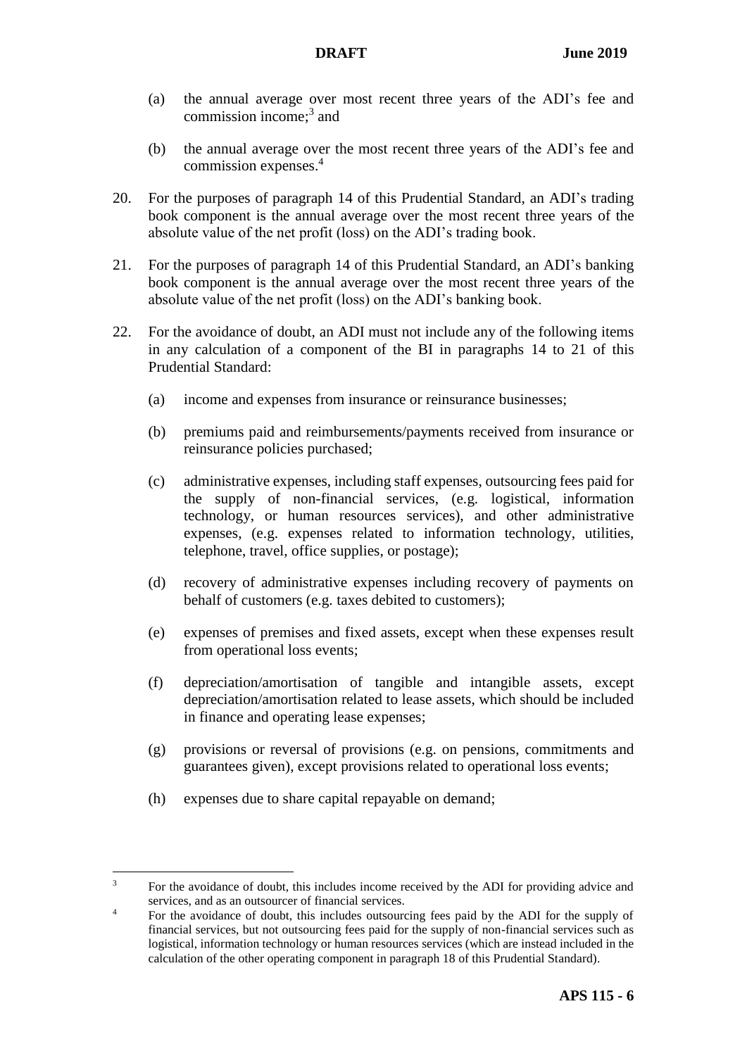(a) the annual average over most recent three years of the ADI's fee and commission income;[3] and

(b) the annual average over the most recent three years of the ADI's fee and commission expenses.[4]

20. For the purposes of paragraph 14 of this Prudential Standard, an ADI's trading book component is the annual average over the most recent three years of the absolute value of the net profit (loss) on the ADI's trading book.

21. For the purposes of paragraph 14 of this Prudential Standard, an ADI's banking book component is the annual average over the most recent three years of the absolute value of the net profit (loss) on the ADI's banking book.

22. For the avoidance of doubt, an ADI must not include any of the following items in any calculation of a component of the BI in paragraphs 14 to 21 of this Prudential Standard:

    (a) income and expenses from insurance or reinsurance businesses;

    (b) premiums paid and reimbursements/payments received from insurance or reinsurance policies purchased;

    (c) administrative expenses, including staff expenses, outsourcing fees paid for the supply of non-financial services, (e.g. logistical, information technology, or human resources services), and other administrative expenses, (e.g. expenses related to information technology, utilities, telephone, travel, office supplies, or postage);

    (d) recovery of administrative expenses including recovery of payments on behalf of customers (e.g. taxes debited to customers);

    (e) expenses of premises and fixed assets, except when these expenses result from operational loss events;

    (f) depreciation/amortisation of tangible and intangible assets, except depreciation/amortisation related to lease assets, which should be included in finance and operating lease expenses;

    (g) provisions or reversal of provisions (e.g. on pensions, commitments and guarantees given), except provisions related to operational loss events;

    (h) expenses due to share capital repayable on demand;

---

[3] For the avoidance of doubt, this includes income received by the ADI for providing advice and services, and as an outsourcer of financial services.

[4] For the avoidance of doubt, this includes outsourcing fees paid by the ADI for the supply of financial services, but not outsourcing fees paid for the supply of non-financial services such as logistical, information technology or human resources services (which are instead included in the calculation of the other operating component in paragraph 18 of this Prudential Standard).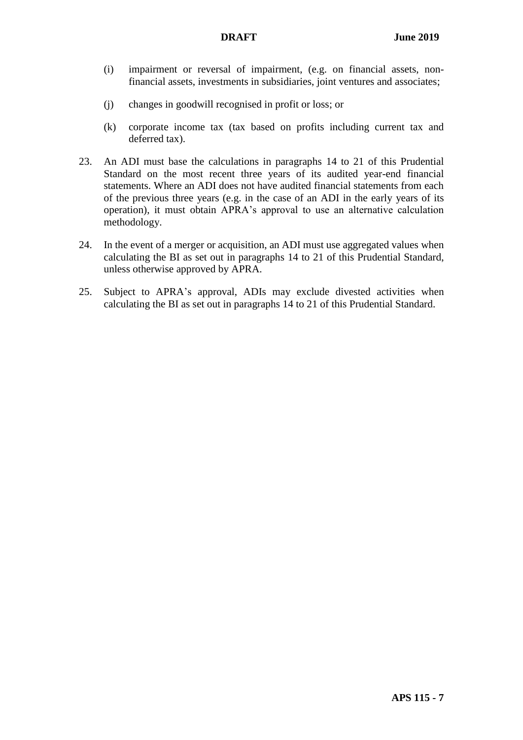(i) impairment or reversal of impairment, (e.g. on financial assets, non-financial assets, investments in subsidiaries, joint ventures and associates;

(j) changes in goodwill recognised in profit or loss; or

(k) corporate income tax (tax based on profits including current tax and deferred tax).

23. An ADI must base the calculations in paragraphs 14 to 21 of this Prudential Standard on the most recent three years of its audited year-end financial statements. Where an ADI does not have audited financial statements from each of the previous three years (e.g. in the case of an ADI in the early years of its operation), it must obtain APRA's approval to use an alternative calculation methodology.

24. In the event of a merger or acquisition, an ADI must use aggregated values when calculating the BI as set out in paragraphs 14 to 21 of this Prudential Standard, unless otherwise approved by APRA.

25. Subject to APRA's approval, ADIs may exclude divested activities when calculating the BI as set out in paragraphs 14 to 21 of this Prudential Standard.